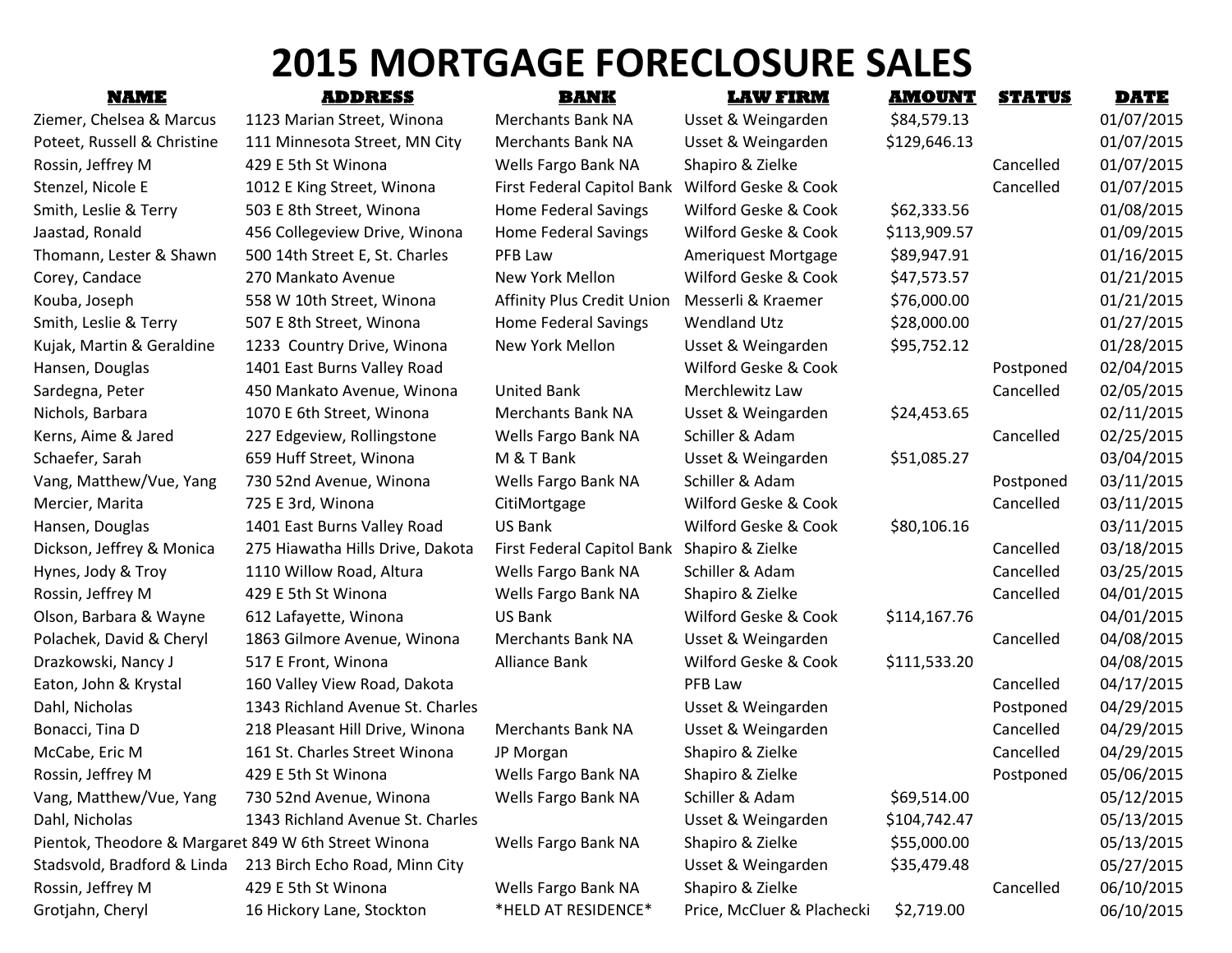# 2015 MORTGAGE FORECLOSURE SALES

| NAME | ADDRESS | BANK | LAW FIRM | AMOUNT | STATUS | DATE |
|---|---|---|---|---|---|---|
| Ziemer, Chelsea & Marcus | 1123 Marian Street, Winona | Merchants Bank NA | Usset & Weingarden | $84,579.13 | | 01/07/2015 |
| Poteet, Russell & Christine | 111 Minnesota Street, MN City | Merchants Bank NA | Usset & Weingarden | $129,646.13 | | 01/07/2015 |
| Rossin, Jeffrey M | 429 E 5th St Winona | Wells Fargo Bank NA | Shapiro & Zielke | | Cancelled | 01/07/2015 |
| Stenzel, Nicole E | 1012 E King Street, Winona | First Federal Capitol Bank | Wilford Geske & Cook | | Cancelled | 01/07/2015 |
| Smith, Leslie & Terry | 503 E 8th Street, Winona | Home Federal Savings | Wilford Geske & Cook | $62,333.56 | | 01/08/2015 |
| Jaastad, Ronald | 456 Collegeview Drive, Winona | Home Federal Savings | Wilford Geske & Cook | $113,909.57 | | 01/09/2015 |
| Thomann, Lester & Shawn | 500 14th Street E, St. Charles | PFB Law | Ameriquest Mortgage | $89,947.91 | | 01/16/2015 |
| Corey, Candace | 270 Mankato Avenue | New York Mellon | Wilford Geske & Cook | $47,573.57 | | 01/21/2015 |
| Kouba, Joseph | 558 W 10th Street, Winona | Affinity Plus Credit Union | Messerli & Kraemer | $76,000.00 | | 01/21/2015 |
| Smith, Leslie & Terry | 507 E 8th Street, Winona | Home Federal Savings | Wendland Utz | $28,000.00 | | 01/27/2015 |
| Kujak, Martin & Geraldine | 1233 Country Drive, Winona | New York Mellon | Usset & Weingarden | $95,752.12 | | 01/28/2015 |
| Hansen, Douglas | 1401 East Burns Valley Road | | Wilford Geske & Cook | | Postponed | 02/04/2015 |
| Sardegna, Peter | 450 Mankato Avenue, Winona | United Bank | Merchlewitz Law | | Cancelled | 02/05/2015 |
| Nichols, Barbara | 1070 E 6th Street, Winona | Merchants Bank NA | Usset & Weingarden | $24,453.65 | | 02/11/2015 |
| Kerns, Aime & Jared | 227 Edgeview, Rollingstone | Wells Fargo Bank NA | Schiller & Adam | | Cancelled | 02/25/2015 |
| Schaefer, Sarah | 659 Huff Street, Winona | M & T Bank | Usset & Weingarden | $51,085.27 | | 03/04/2015 |
| Vang, Matthew/Vue, Yang | 730 52nd Avenue, Winona | Wells Fargo Bank NA | Schiller & Adam | | Postponed | 03/11/2015 |
| Mercier, Marita | 725 E 3rd, Winona | CitiMortgage | Wilford Geske & Cook | | Cancelled | 03/11/2015 |
| Hansen, Douglas | 1401 East Burns Valley Road | US Bank | Wilford Geske & Cook | $80,106.16 | | 03/11/2015 |
| Dickson, Jeffrey & Monica | 275 Hiawatha Hills Drive, Dakota | First Federal Capitol Bank | Shapiro & Zielke | | Cancelled | 03/18/2015 |
| Hynes, Jody & Troy | 1110 Willow Road, Altura | Wells Fargo Bank NA | Schiller & Adam | | Cancelled | 03/25/2015 |
| Rossin, Jeffrey M | 429 E 5th St Winona | Wells Fargo Bank NA | Shapiro & Zielke | | Cancelled | 04/01/2015 |
| Olson, Barbara & Wayne | 612 Lafayette, Winona | US Bank | Wilford Geske & Cook | $114,167.76 | | 04/01/2015 |
| Polachek, David & Cheryl | 1863 Gilmore Avenue, Winona | Merchants Bank NA | Usset & Weingarden | | Cancelled | 04/08/2015 |
| Drazkowski, Nancy J | 517 E Front, Winona | Alliance Bank | Wilford Geske & Cook | $111,533.20 | | 04/08/2015 |
| Eaton, John & Krystal | 160 Valley View Road, Dakota | | PFB Law | | Cancelled | 04/17/2015 |
| Dahl, Nicholas | 1343 Richland Avenue St. Charles | | Usset & Weingarden | | Postponed | 04/29/2015 |
| Bonacci, Tina D | 218 Pleasant Hill Drive, Winona | Merchants Bank NA | Usset & Weingarden | | Cancelled | 04/29/2015 |
| McCabe, Eric M | 161 St. Charles Street Winona | JP Morgan | Shapiro & Zielke | | Cancelled | 04/29/2015 |
| Rossin, Jeffrey M | 429 E 5th St Winona | Wells Fargo Bank NA | Shapiro & Zielke | | Postponed | 05/06/2015 |
| Vang, Matthew/Vue, Yang | 730 52nd Avenue, Winona | Wells Fargo Bank NA | Schiller & Adam | $69,514.00 | | 05/12/2015 |
| Dahl, Nicholas | 1343 Richland Avenue St. Charles | | Usset & Weingarden | $104,742.47 | | 05/13/2015 |
| Pientok, Theodore & Margaret | 849 W 6th Street Winona | Wells Fargo Bank NA | Shapiro & Zielke | $55,000.00 | | 05/13/2015 |
| Stadsvold, Bradford & Linda | 213 Birch Echo Road, Minn City | | Usset & Weingarden | $35,479.48 | | 05/27/2015 |
| Rossin, Jeffrey M | 429 E 5th St Winona | Wells Fargo Bank NA | Shapiro & Zielke | | Cancelled | 06/10/2015 |
| Grotjahn, Cheryl | 16 Hickory Lane, Stockton | *HELD AT RESIDENCE* | Price, McCluer & Plachecki | $2,719.00 | | 06/10/2015 |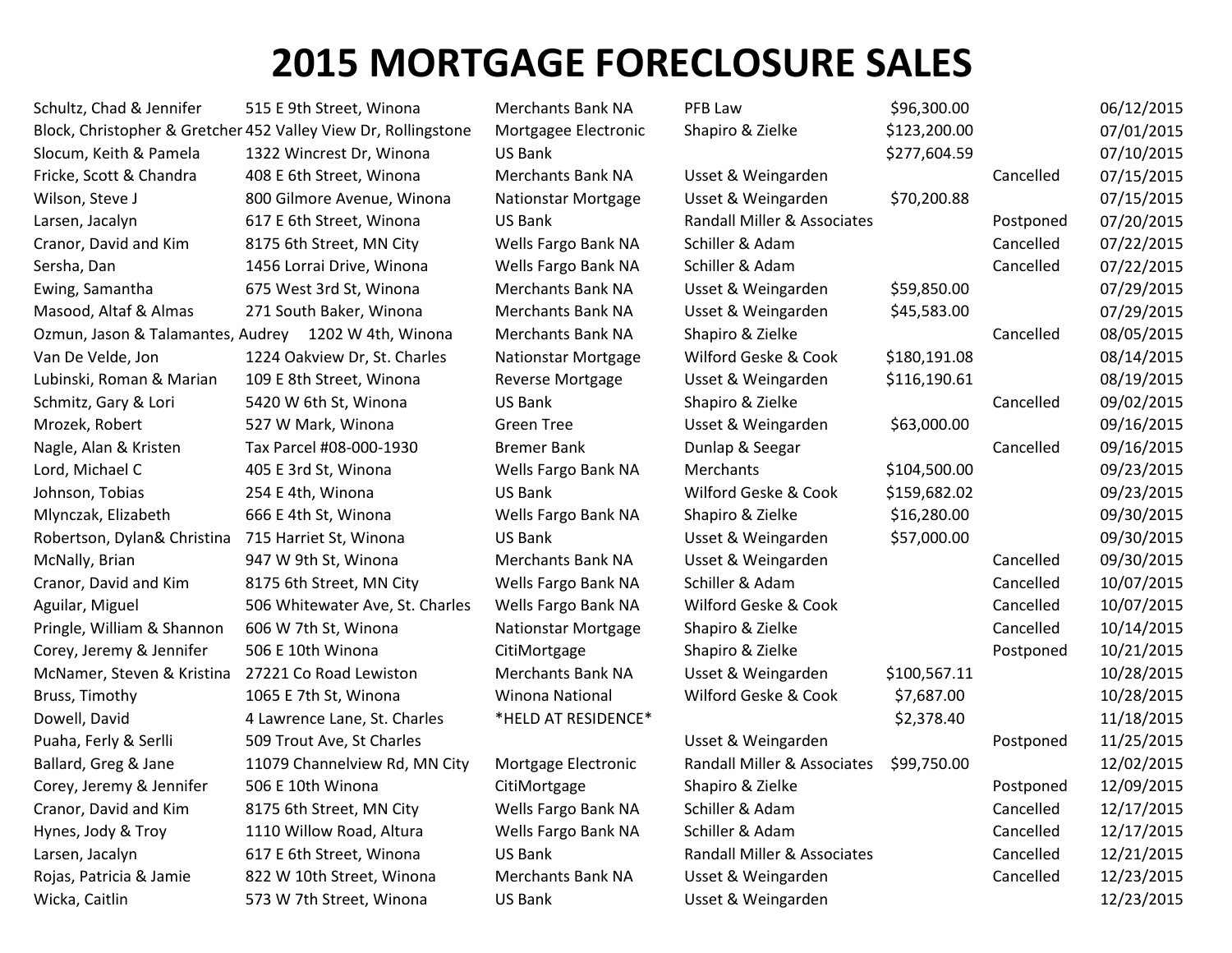# 2015 MORTGAGE FORECLOSURE SALES

| | | | | | | |
|---|---|---|---|---|---|---|
| Schultz, Chad & Jennifer | 515 E 9th Street, Winona | Merchants Bank NA | PFB Law | $96,300.00 | | 06/12/2015 |
| Block, Christopher & Gretcher | 452 Valley View Dr, Rollingstone | Mortgagee Electronic | Shapiro & Zielke | $123,200.00 | | 07/01/2015 |
| Slocum, Keith & Pamela | 1322 Wincrest Dr, Winona | US Bank | | $277,604.59 | | 07/10/2015 |
| Fricke, Scott & Chandra | 408 E 6th Street, Winona | Merchants Bank NA | Usset & Weingarden | | Cancelled | 07/15/2015 |
| Wilson, Steve J | 800 Gilmore Avenue, Winona | Nationstar Mortgage | Usset & Weingarden | $70,200.88 | | 07/15/2015 |
| Larsen, Jacalyn | 617 E 6th Street, Winona | US Bank | Randall Miller & Associates | | Postponed | 07/20/2015 |
| Cranor, David and Kim | 8175 6th Street, MN City | Wells Fargo Bank NA | Schiller & Adam | | Cancelled | 07/22/2015 |
| Sersha, Dan | 1456 Lorrai Drive, Winona | Wells Fargo Bank NA | Schiller & Adam | | Cancelled | 07/22/2015 |
| Ewing, Samantha | 675 West 3rd St, Winona | Merchants Bank NA | Usset & Weingarden | $59,850.00 | | 07/29/2015 |
| Masood, Altaf & Almas | 271 South Baker, Winona | Merchants Bank NA | Usset & Weingarden | $45,583.00 | | 07/29/2015 |
| Ozmun, Jason & Talamantes, Audrey | 1202 W 4th, Winona | Merchants Bank NA | Shapiro & Zielke | | Cancelled | 08/05/2015 |
| Van De Velde, Jon | 1224 Oakview Dr, St. Charles | Nationstar Mortgage | Wilford Geske & Cook | $180,191.08 | | 08/14/2015 |
| Lubinski, Roman & Marian | 109 E 8th Street, Winona | Reverse Mortgage | Usset & Weingarden | $116,190.61 | | 08/19/2015 |
| Schmitz, Gary & Lori | 5420 W 6th St, Winona | US Bank | Shapiro & Zielke | | Cancelled | 09/02/2015 |
| Mrozek, Robert | 527 W Mark, Winona | Green Tree | Usset & Weingarden | $63,000.00 | | 09/16/2015 |
| Nagle, Alan & Kristen | Tax Parcel #08-000-1930 | Bremer Bank | Dunlap & Seegar | | Cancelled | 09/16/2015 |
| Lord, Michael C | 405 E 3rd St, Winona | Wells Fargo Bank NA | Merchants | $104,500.00 | | 09/23/2015 |
| Johnson, Tobias | 254 E 4th, Winona | US Bank | Wilford Geske & Cook | $159,682.02 | | 09/23/2015 |
| Mlynczak, Elizabeth | 666 E 4th St, Winona | Wells Fargo Bank NA | Shapiro & Zielke | $16,280.00 | | 09/30/2015 |
| Robertson, Dylan& Christina | 715 Harriet St, Winona | US Bank | Usset & Weingarden | $57,000.00 | | 09/30/2015 |
| McNally, Brian | 947 W 9th St, Winona | Merchants Bank NA | Usset & Weingarden | | Cancelled | 09/30/2015 |
| Cranor, David and Kim | 8175 6th Street, MN City | Wells Fargo Bank NA | Schiller & Adam | | Cancelled | 10/07/2015 |
| Aguilar, Miguel | 506 Whitewater Ave, St. Charles | Wells Fargo Bank NA | Wilford Geske & Cook | | Cancelled | 10/07/2015 |
| Pringle, William & Shannon | 606 W 7th St, Winona | Nationstar Mortgage | Shapiro & Zielke | | Cancelled | 10/14/2015 |
| Corey, Jeremy & Jennifer | 506 E 10th Winona | CitiMortgage | Shapiro & Zielke | | Postponed | 10/21/2015 |
| McNamer, Steven & Kristina | 27221 Co Road Lewiston | Merchants Bank NA | Usset & Weingarden | $100,567.11 | | 10/28/2015 |
| Bruss, Timothy | 1065 E 7th St, Winona | Winona National | Wilford Geske & Cook | $7,687.00 | | 10/28/2015 |
| Dowell, David | 4 Lawrence Lane, St. Charles | *HELD AT RESIDENCE* | | $2,378.40 | | 11/18/2015 |
| Puaha, Ferly & Serlli | 509 Trout Ave, St Charles | | Usset & Weingarden | | Postponed | 11/25/2015 |
| Ballard, Greg & Jane | 11079 Channelview Rd, MN City | Mortgage Electronic | Randall Miller & Associates | $99,750.00 | | 12/02/2015 |
| Corey, Jeremy & Jennifer | 506 E 10th Winona | CitiMortgage | Shapiro & Zielke | | Postponed | 12/09/2015 |
| Cranor, David and Kim | 8175 6th Street, MN City | Wells Fargo Bank NA | Schiller & Adam | | Cancelled | 12/17/2015 |
| Hynes, Jody & Troy | 1110 Willow Road, Altura | Wells Fargo Bank NA | Schiller & Adam | | Cancelled | 12/17/2015 |
| Larsen, Jacalyn | 617 E 6th Street, Winona | US Bank | Randall Miller & Associates | | Cancelled | 12/21/2015 |
| Rojas, Patricia & Jamie | 822 W 10th Street, Winona | Merchants Bank NA | Usset & Weingarden | | Cancelled | 12/23/2015 |
| Wicka, Caitlin | 573 W 7th Street, Winona | US Bank | Usset & Weingarden | | | 12/23/2015 |